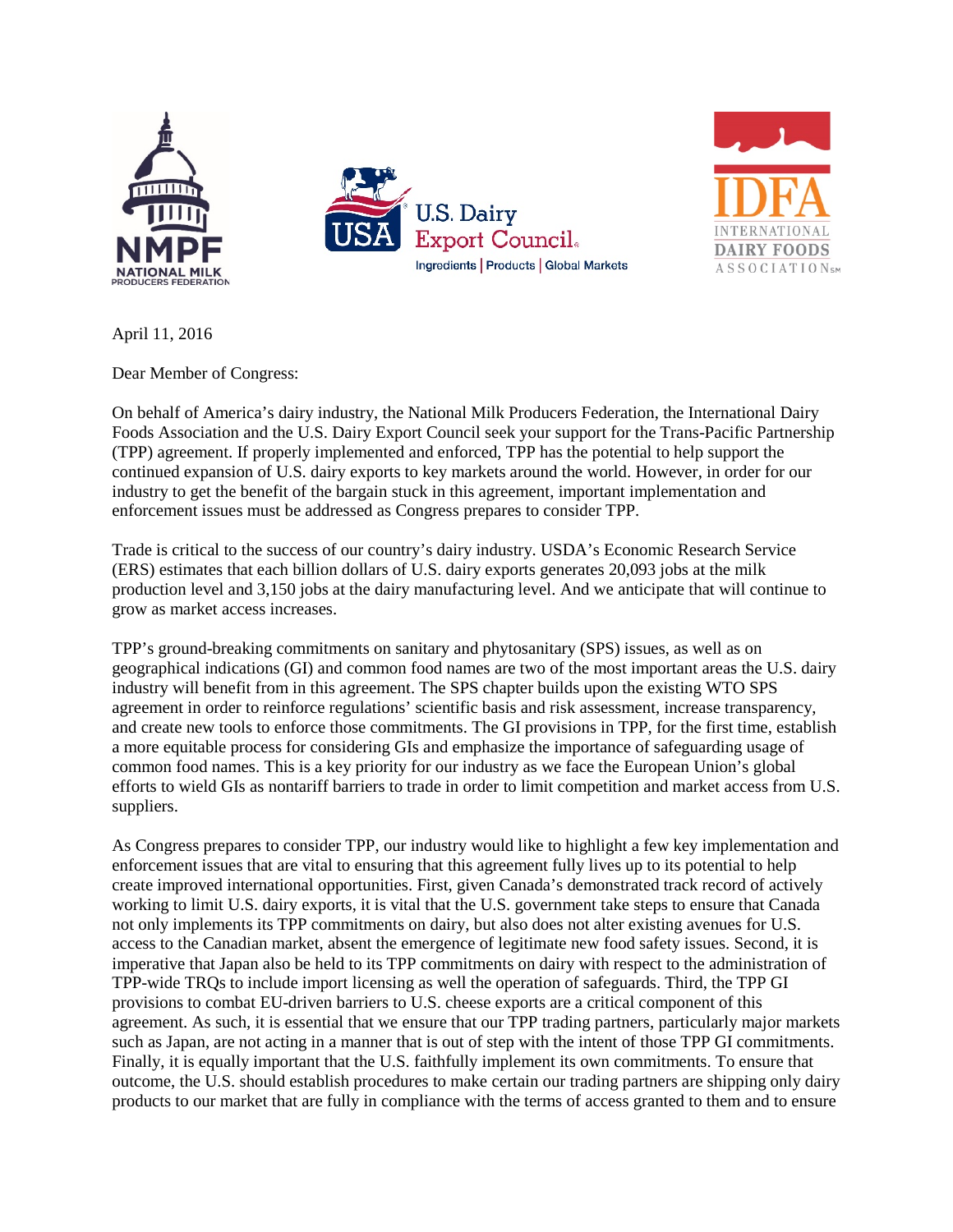NATIONAL MILK PRODUCERS FEDERATION

U.S. Dairy Export Council
Ingredients | Products | Global Markets

INTERNATIONAL DAIRY FOODS ASSOCIATION

April 11, 2016

Dear Member of Congress:

On behalf of America's dairy industry, the National Milk Producers Federation, the International Dairy Foods Association and the U.S. Dairy Export Council seek your support for the Trans-Pacific Partnership (TPP) agreement. If properly implemented and enforced, TPP has the potential to help support the continued expansion of U.S. dairy exports to key markets around the world. However, in order for our industry to get the benefit of the bargain stuck in this agreement, important implementation and enforcement issues must be addressed as Congress prepares to consider TPP.

Trade is critical to the success of our country's dairy industry. USDA's Economic Research Service (ERS) estimates that each billion dollars of U.S. dairy exports generates 20,093 jobs at the milk production level and 3,150 jobs at the dairy manufacturing level. And we anticipate that will continue to grow as market access increases.

TPP's ground-breaking commitments on sanitary and phytosanitary (SPS) issues, as well as on geographical indications (GI) and common food names are two of the most important areas the U.S. dairy industry will benefit from in this agreement. The SPS chapter builds upon the existing WTO SPS agreement in order to reinforce regulations' scientific basis and risk assessment, increase transparency, and create new tools to enforce those commitments. The GI provisions in TPP, for the first time, establish a more equitable process for considering GIs and emphasize the importance of safeguarding usage of common food names. This is a key priority for our industry as we face the European Union's global efforts to wield GIs as nontariff barriers to trade in order to limit competition and market access from U.S. suppliers.

As Congress prepares to consider TPP, our industry would like to highlight a few key implementation and enforcement issues that are vital to ensuring that this agreement fully lives up to its potential to help create improved international opportunities. First, given Canada's demonstrated track record of actively working to limit U.S. dairy exports, it is vital that the U.S. government take steps to ensure that Canada not only implements its TPP commitments on dairy, but also does not alter existing avenues for U.S. access to the Canadian market, absent the emergence of legitimate new food safety issues. Second, it is imperative that Japan also be held to its TPP commitments on dairy with respect to the administration of TPP-wide TRQs to include import licensing as well the operation of safeguards. Third, the TPP GI provisions to combat EU-driven barriers to U.S. cheese exports are a critical component of this agreement. As such, it is essential that we ensure that our TPP trading partners, particularly major markets such as Japan, are not acting in a manner that is out of step with the intent of those TPP GI commitments. Finally, it is equally important that the U.S. faithfully implement its own commitments. To ensure that outcome, the U.S. should establish procedures to make certain our trading partners are shipping only dairy products to our market that are fully in compliance with the terms of access granted to them and to ensure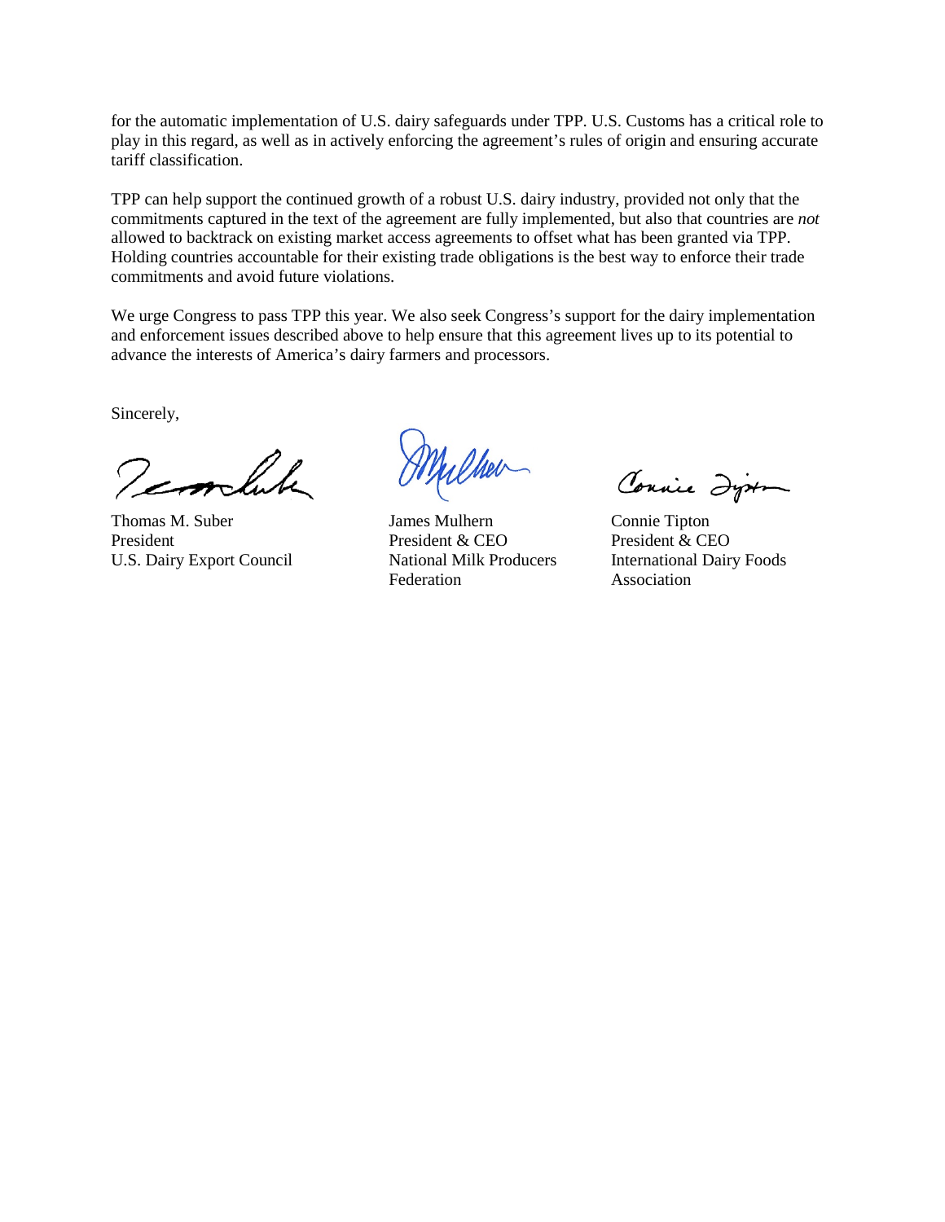for the automatic implementation of U.S. dairy safeguards under TPP. U.S. Customs has a critical role to play in this regard, as well as in actively enforcing the agreement's rules of origin and ensuring accurate tariff classification.

TPP can help support the continued growth of a robust U.S. dairy industry, provided not only that the commitments captured in the text of the agreement are fully implemented, but also that countries are *not* allowed to backtrack on existing market access agreements to offset what has been granted via TPP. Holding countries accountable for their existing trade obligations is the best way to enforce their trade commitments and avoid future violations.

We urge Congress to pass TPP this year. We also seek Congress's support for the dairy implementation and enforcement issues described above to help ensure that this agreement lives up to its potential to advance the interests of America's dairy farmers and processors.

Sincerely,

| | | |
|---|---|---|
| Thomas M. Suber | James Mulhern | Connie Tipton |
| President | President & CEO | President & CEO |
| U.S. Dairy Export Council | National Milk Producers Federation | International Dairy Foods Association |